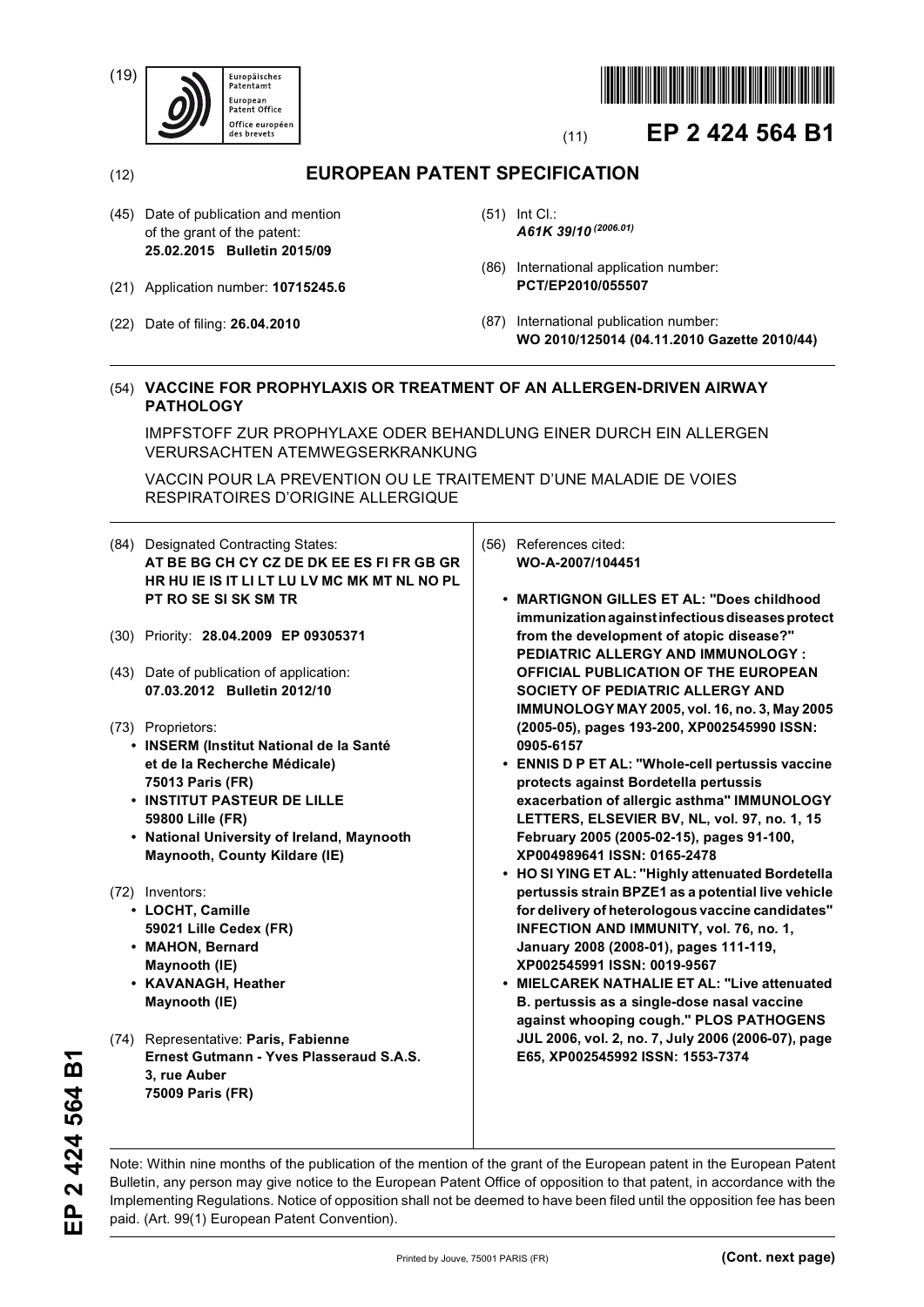(19) Europäisches Patentamt / European Patent Office / Office européen des brevets

(11) **EP 2 424 564 B1**

(12) **EUROPEAN PATENT SPECIFICATION**

(45) Date of publication and mention of the grant of the patent:
**25.02.2015 Bulletin 2015/09**

(21) Application number: **10715245.6**

(22) Date of filing: **26.04.2010**

(51) Int Cl.:
***A61K 39/10*** *(2006.01)*

(86) International application number:
**PCT/EP2010/055507**

(87) International publication number:
**WO 2010/125014 (04.11.2010 Gazette 2010/44)**

(54) **VACCINE FOR PROPHYLAXIS OR TREATMENT OF AN ALLERGEN-DRIVEN AIRWAY PATHOLOGY**

IMPFSTOFF ZUR PROPHYLAXE ODER BEHANDLUNG EINER DURCH EIN ALLERGEN VERURSACHTEN ATEMWEGSERKRANKUNG

VACCIN POUR LA PREVENTION OU LE TRAITEMENT D'UNE MALADIE DE VOIES RESPIRATOIRES D'ORIGINE ALLERGIQUE

(84) Designated Contracting States:
**AT BE BG CH CY CZ DE DK EE ES FI FR GB GR HR HU IE IS IT LI LT LU LV MC MK MT NL NO PL PT RO SE SI SK SM TR**

(30) Priority: **28.04.2009 EP 09305371**

(43) Date of publication of application:
**07.03.2012 Bulletin 2012/10**

(73) Proprietors:
- **INSERM (Institut National de la Santé et de la Recherche Médicale) 75013 Paris (FR)**
- **INSTITUT PASTEUR DE LILLE 59800 Lille (FR)**
- **National University of Ireland, Maynooth Maynooth, County Kildare (IE)**

(72) Inventors:
- **LOCHT, Camille 59021 Lille Cedex (FR)**
- **MAHON, Bernard Maynooth (IE)**
- **KAVANAGH, Heather Maynooth (IE)**

(74) Representative: **Paris, Fabienne Ernest Gutmann - Yves Plasseraud S.A.S. 3, rue Auber 75009 Paris (FR)**

(56) References cited:
**WO-A-2007/104451**

- **MARTIGNON GILLES ET AL: "Does childhood immunization against infectious diseases protect from the development of atopic disease?" PEDIATRIC ALLERGY AND IMMUNOLOGY : OFFICIAL PUBLICATION OF THE EUROPEAN SOCIETY OF PEDIATRIC ALLERGY AND IMMUNOLOGY MAY 2005, vol. 16, no. 3, May 2005 (2005-05), pages 193-200, XP002545990 ISSN: 0905-6157**
- **ENNIS D P ET AL: "Whole-cell pertussis vaccine protects against Bordetella pertussis exacerbation of allergic asthma" IMMUNOLOGY LETTERS, ELSEVIER BV, NL, vol. 97, no. 1, 15 February 2005 (2005-02-15), pages 91-100, XP004989641 ISSN: 0165-2478**
- **HO SI YING ET AL: "Highly attenuated Bordetella pertussis strain BPZE1 as a potential live vehicle for delivery of heterologous vaccine candidates" INFECTION AND IMMUNITY, vol. 76, no. 1, January 2008 (2008-01), pages 111-119, XP002545991 ISSN: 0019-9567**
- **MIELCAREK NATHALIE ET AL: "Live attenuated B. pertussis as a single-dose nasal vaccine against whooping cough." PLOS PATHOGENS JUL 2006, vol. 2, no. 7, July 2006 (2006-07), page E65, XP002545992 ISSN: 1553-7374**

Note: Within nine months of the publication of the mention of the grant of the European patent in the European Patent Bulletin, any person may give notice to the European Patent Office of opposition to that patent, in accordance with the Implementing Regulations. Notice of opposition shall not be deemed to have been filed until the opposition fee has been paid. (Art. 99(1) European Patent Convention).

(Cont. next page)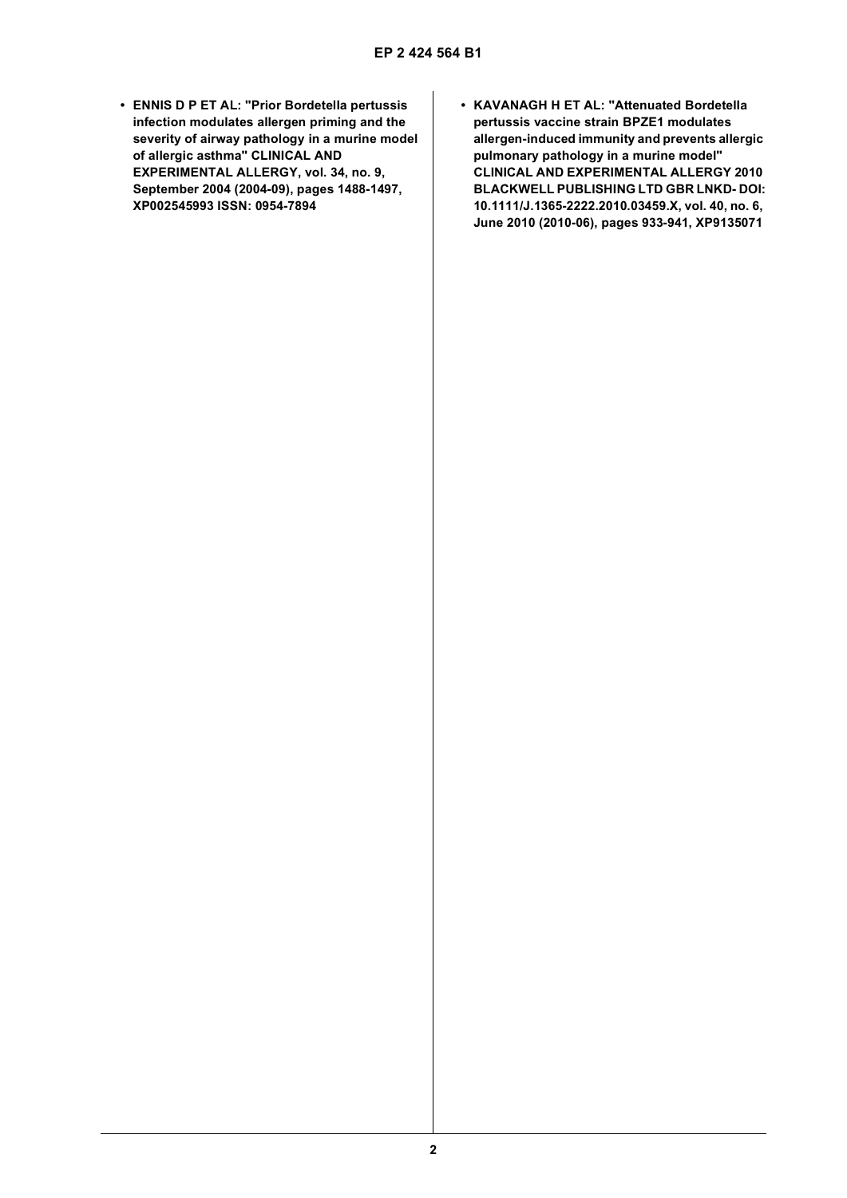- **ENNIS D P ET AL: "Prior Bordetella pertussis infection modulates allergen priming and the severity of airway pathology in a murine model of allergic asthma" CLINICAL AND EXPERIMENTAL ALLERGY, vol. 34, no. 9, September 2004 (2004-09), pages 1488-1497, XP002545993 ISSN: 0954-7894**
- **KAVANAGH H ET AL: "Attenuated Bordetella pertussis vaccine strain BPZE1 modulates allergen-induced immunity and prevents allergic pulmonary pathology in a murine model" CLINICAL AND EXPERIMENTAL ALLERGY 2010 BLACKWELL PUBLISHING LTD GBR LNKD- DOI: 10.1111/J.1365-2222.2010.03459.X, vol. 40, no. 6, June 2010 (2010-06), pages 933-941, XP9135071**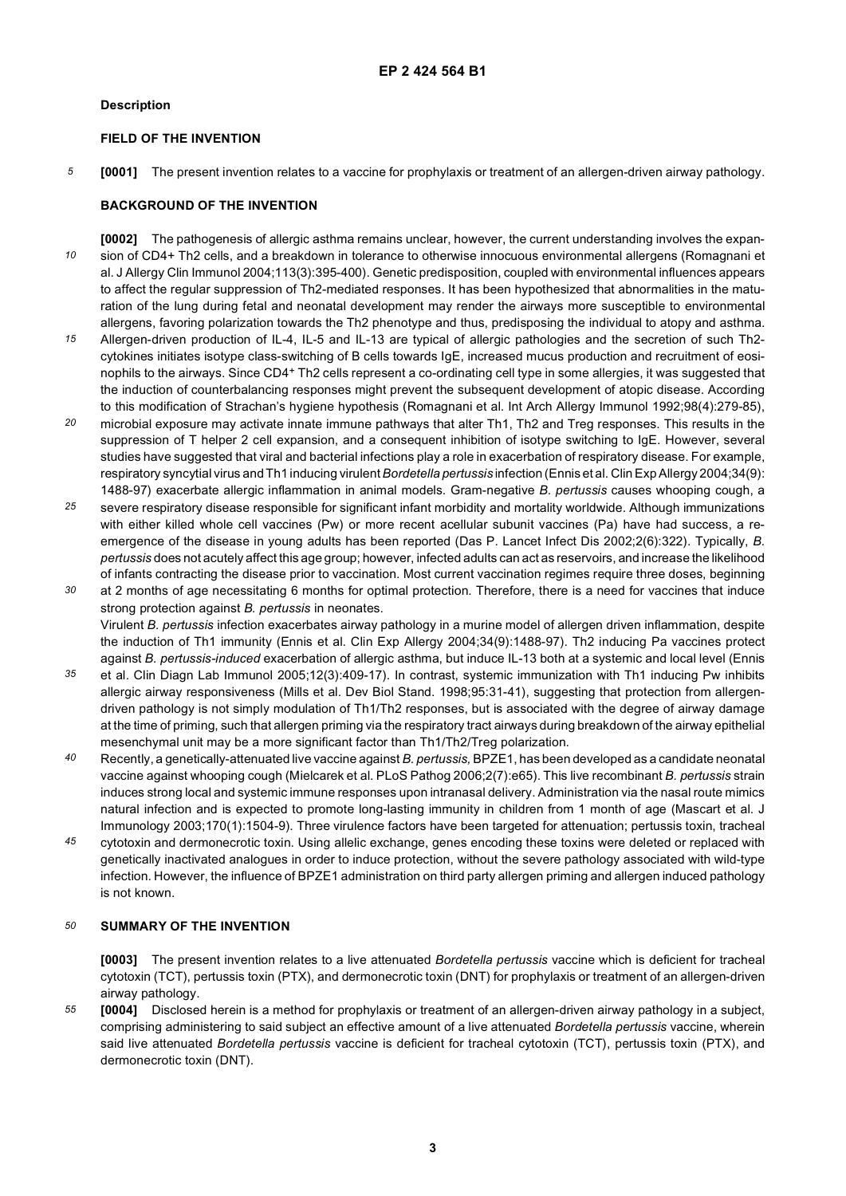## Description

### FIELD OF THE INVENTION

**[0001]** The present invention relates to a vaccine for prophylaxis or treatment of an allergen-driven airway pathology.

### BACKGROUND OF THE INVENTION

**[0002]** The pathogenesis of allergic asthma remains unclear, however, the current understanding involves the expansion of CD4+ Th2 cells, and a breakdown in tolerance to otherwise innocuous environmental allergens (Romagnani et al. J Allergy Clin Immunol 2004;113(3):395-400). Genetic predisposition, coupled with environmental influences appears to affect the regular suppression of Th2-mediated responses. It has been hypothesized that abnormalities in the maturation of the lung during fetal and neonatal development may render the airways more susceptible to environmental allergens, favoring polarization towards the Th2 phenotype and thus, predisposing the individual to atopy and asthma. Allergen-driven production of IL-4, IL-5 and IL-13 are typical of allergic pathologies and the secretion of such Th2-cytokines initiates isotype class-switching of B cells towards IgE, increased mucus production and recruitment of eosinophils to the airways. Since CD4+ Th2 cells represent a co-ordinating cell type in some allergies, it was suggested that the induction of counterbalancing responses might prevent the subsequent development of atopic disease. According to this modification of Strachan's hygiene hypothesis (Romagnani et al. Int Arch Allergy Immunol 1992;98(4):279-85), microbial exposure may activate innate immune pathways that alter Th1, Th2 and Treg responses. This results in the suppression of T helper 2 cell expansion, and a consequent inhibition of isotype switching to IgE. However, several studies have suggested that viral and bacterial infections play a role in exacerbation of respiratory disease. For example, respiratory syncytial virus and Th1 inducing virulent *Bordetella pertussis* infection (Ennis et al. Clin Exp Allergy 2004;34(9): 1488-97) exacerbate allergic inflammation in animal models. Gram-negative *B. pertussis* causes whooping cough, a severe respiratory disease responsible for significant infant morbidity and mortality worldwide. Although immunizations with either killed whole cell vaccines (Pw) or more recent acellular subunit vaccines (Pa) have had success, a re-emergence of the disease in young adults has been reported (Das P. Lancet Infect Dis 2002;2(6):322). Typically, *B. pertussis* does not acutely affect this age group; however, infected adults can act as reservoirs, and increase the likelihood of infants contracting the disease prior to vaccination. Most current vaccination regimes require three doses, beginning at 2 months of age necessitating 6 months for optimal protection. Therefore, there is a need for vaccines that induce strong protection against *B. pertussis* in neonates.

Virulent *B. pertussis* infection exacerbates airway pathology in a murine model of allergen driven inflammation, despite the induction of Th1 immunity (Ennis et al. Clin Exp Allergy 2004;34(9):1488-97). Th2 inducing Pa vaccines protect against *B. pertussis-induced* exacerbation of allergic asthma, but induce IL-13 both at a systemic and local level (Ennis et al. Clin Diagn Lab Immunol 2005;12(3):409-17). In contrast, systemic immunization with Th1 inducing Pw inhibits allergic airway responsiveness (Mills et al. Dev Biol Stand. 1998;95:31-41), suggesting that protection from allergen-driven pathology is not simply modulation of Th1/Th2 responses, but is associated with the degree of airway damage at the time of priming, such that allergen priming via the respiratory tract airways during breakdown of the airway epithelial mesenchymal unit may be a more significant factor than Th1/Th2/Treg polarization.

Recently, a genetically-attenuated live vaccine against *B. pertussis,* BPZE1, has been developed as a candidate neonatal vaccine against whooping cough (Mielcarek et al. PLoS Pathog 2006;2(7):e65). This live recombinant *B. pertussis* strain induces strong local and systemic immune responses upon intranasal delivery. Administration via the nasal route mimics natural infection and is expected to promote long-lasting immunity in children from 1 month of age (Mascart et al. J Immunology 2003;170(1):1504-9). Three virulence factors have been targeted for attenuation; pertussis toxin, tracheal cytotoxin and dermonecrotic toxin. Using allelic exchange, genes encoding these toxins were deleted or replaced with genetically inactivated analogues in order to induce protection, without the severe pathology associated with wild-type infection. However, the influence of BPZE1 administration on third party allergen priming and allergen induced pathology is not known.

### SUMMARY OF THE INVENTION

**[0003]** The present invention relates to a live attenuated *Bordetella pertussis* vaccine which is deficient for tracheal cytotoxin (TCT), pertussis toxin (PTX), and dermonecrotic toxin (DNT) for prophylaxis or treatment of an allergen-driven airway pathology.

**[0004]** Disclosed herein is a method for prophylaxis or treatment of an allergen-driven airway pathology in a subject, comprising administering to said subject an effective amount of a live attenuated *Bordetella pertussis* vaccine, wherein said live attenuated *Bordetella pertussis* vaccine is deficient for tracheal cytotoxin (TCT), pertussis toxin (PTX), and dermonecrotic toxin (DNT).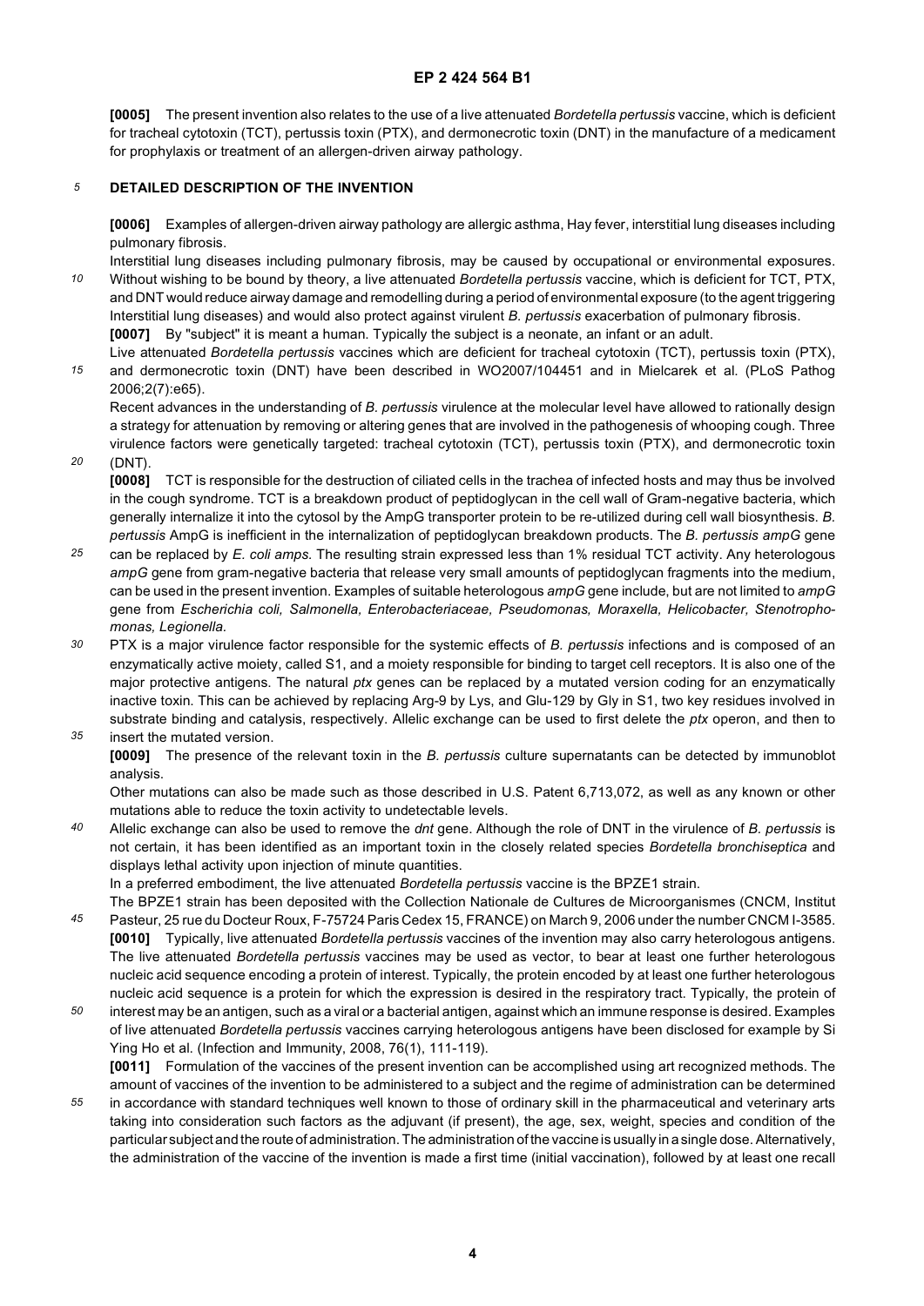**[0005]** The present invention also relates to the use of a live attenuated *Bordetella pertussis* vaccine, which is deficient for tracheal cytotoxin (TCT), pertussis toxin (PTX), and dermonecrotic toxin (DNT) in the manufacture of a medicament for prophylaxis or treatment of an allergen-driven airway pathology.

## DETAILED DESCRIPTION OF THE INVENTION

**[0006]** Examples of allergen-driven airway pathology are allergic asthma, Hay fever, interstitial lung diseases including pulmonary fibrosis.

Interstitial lung diseases including pulmonary fibrosis, may be caused by occupational or environmental exposures. Without wishing to be bound by theory, a live attenuated *Bordetella pertussis* vaccine, which is deficient for TCT, PTX, and DNT would reduce airway damage and remodelling during a period of environmental exposure (to the agent triggering Interstitial lung diseases) and would also protect against virulent *B. pertussis* exacerbation of pulmonary fibrosis.

**[0007]** By "subject" it is meant a human. Typically the subject is a neonate, an infant or an adult.

Live attenuated *Bordetella pertussis* vaccines which are deficient for tracheal cytotoxin (TCT), pertussis toxin (PTX), and dermonecrotic toxin (DNT) have been described in WO2007/104451 and in Mielcarek et al. (PLoS Pathog 2006;2(7):e65).

Recent advances in the understanding of *B. pertussis* virulence at the molecular level have allowed to rationally design a strategy for attenuation by removing or altering genes that are involved in the pathogenesis of whooping cough. Three virulence factors were genetically targeted: tracheal cytotoxin (TCT), pertussis toxin (PTX), and dermonecrotic toxin (DNT).

**[0008]** TCT is responsible for the destruction of ciliated cells in the trachea of infected hosts and may thus be involved in the cough syndrome. TCT is a breakdown product of peptidoglycan in the cell wall of Gram-negative bacteria, which generally internalize it into the cytosol by the AmpG transporter protein to be re-utilized during cell wall biosynthesis. *B. pertussis* AmpG is inefficient in the internalization of peptidoglycan breakdown products. The *B. pertussis ampG* gene can be replaced by *E. coli amps.* The resulting strain expressed less than 1% residual TCT activity. Any heterologous *ampG* gene from gram-negative bacteria that release very small amounts of peptidoglycan fragments into the medium, can be used in the present invention. Examples of suitable heterologous *ampG* gene include, but are not limited to *ampG* gene from *Escherichia coli, Salmonella, Enterobacteriaceae, Pseudomonas, Moraxella, Helicobacter, Stenotrophomonas, Legionella.*

PTX is a major virulence factor responsible for the systemic effects of *B. pertussis* infections and is composed of an enzymatically active moiety, called S1, and a moiety responsible for binding to target cell receptors. It is also one of the major protective antigens. The natural *ptx* genes can be replaced by a mutated version coding for an enzymatically inactive toxin. This can be achieved by replacing Arg-9 by Lys, and Glu-129 by Gly in S1, two key residues involved in substrate binding and catalysis, respectively. Allelic exchange can be used to first delete the *ptx* operon, and then to insert the mutated version.

**[0009]** The presence of the relevant toxin in the *B. pertussis* culture supernatants can be detected by immunoblot analysis.

Other mutations can also be made such as those described in U.S. Patent 6,713,072, as well as any known or other mutations able to reduce the toxin activity to undetectable levels.

Allelic exchange can also be used to remove the *dnt* gene. Although the role of DNT in the virulence of *B. pertussis* is not certain, it has been identified as an important toxin in the closely related species *Bordetella bronchiseptica* and displays lethal activity upon injection of minute quantities.

In a preferred embodiment, the live attenuated *Bordetella pertussis* vaccine is the BPZE1 strain.

The BPZE1 strain has been deposited with the Collection Nationale de Cultures de Microorganismes (CNCM, Institut Pasteur, 25 rue du Docteur Roux, F-75724 Paris Cedex 15, FRANCE) on March 9, 2006 under the number CNCM I-3585.

**[0010]** Typically, live attenuated *Bordetella pertussis* vaccines of the invention may also carry heterologous antigens. The live attenuated *Bordetella pertussis* vaccines may be used as vector, to bear at least one further heterologous nucleic acid sequence encoding a protein of interest. Typically, the protein encoded by at least one further heterologous nucleic acid sequence is a protein for which the expression is desired in the respiratory tract. Typically, the protein of interest may be an antigen, such as a viral or a bacterial antigen, against which an immune response is desired. Examples of live attenuated *Bordetella pertussis* vaccines carrying heterologous antigens have been disclosed for example by Si Ying Ho et al. (Infection and Immunity, 2008, 76(1), 111-119).

**[0011]** Formulation of the vaccines of the present invention can be accomplished using art recognized methods. The amount of vaccines of the invention to be administered to a subject and the regime of administration can be determined in accordance with standard techniques well known to those of ordinary skill in the pharmaceutical and veterinary arts taking into consideration such factors as the adjuvant (if present), the age, sex, weight, species and condition of the particular subject and the route of administration. The administration of the vaccine is usually in a single dose. Alternatively, the administration of the vaccine of the invention is made a first time (initial vaccination), followed by at least one recall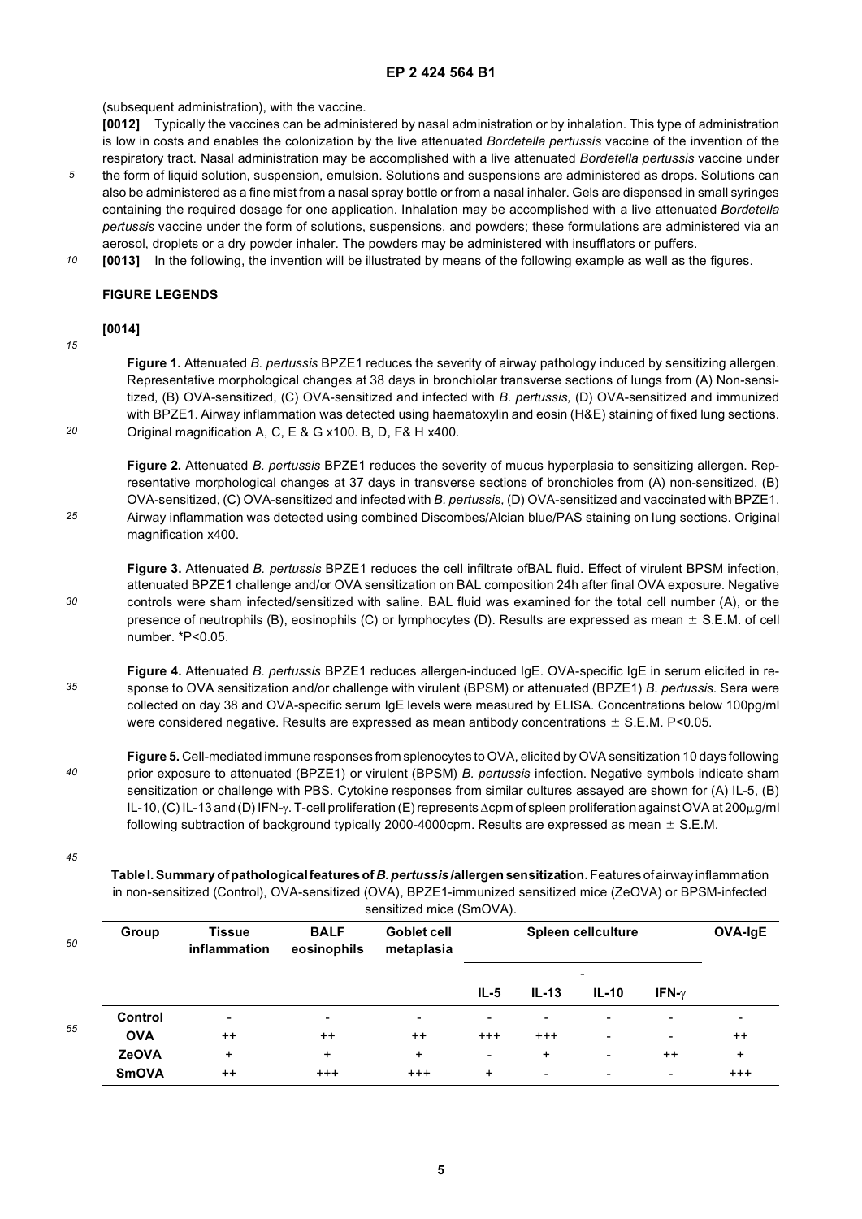(subsequent administration), with the vaccine.

**[0012]** Typically the vaccines can be administered by nasal administration or by inhalation. This type of administration is low in costs and enables the colonization by the live attenuated *Bordetella pertussis* vaccine of the invention of the respiratory tract. Nasal administration may be accomplished with a live attenuated *Bordetella pertussis* vaccine under the form of liquid solution, suspension, emulsion. Solutions and suspensions are administered as drops. Solutions can also be administered as a fine mist from a nasal spray bottle or from a nasal inhaler. Gels are dispensed in small syringes containing the required dosage for one application. Inhalation may be accomplished with a live attenuated *Bordetella pertussis* vaccine under the form of solutions, suspensions, and powders; these formulations are administered via an aerosol, droplets or a dry powder inhaler. The powders may be administered with insufflators or puffers.

**[0013]** In the following, the invention will be illustrated by means of the following example as well as the figures.

## FIGURE LEGENDS

**[0014]**

**Figure 1.** Attenuated *B. pertussis* BPZE1 reduces the severity of airway pathology induced by sensitizing allergen. Representative morphological changes at 38 days in bronchiolar transverse sections of lungs from (A) Non-sensitized, (B) OVA-sensitized, (C) OVA-sensitized and infected with *B. pertussis,* (D) OVA-sensitized and immunized with BPZE1. Airway inflammation was detected using haematoxylin and eosin (H&E) staining of fixed lung sections. Original magnification A, C, E & G x100. B, D, F& H x400.

**Figure 2.** Attenuated *B. pertussis* BPZE1 reduces the severity of mucus hyperplasia to sensitizing allergen. Representative morphological changes at 37 days in transverse sections of bronchioles from (A) non-sensitized, (B) OVA-sensitized, (C) OVA-sensitized and infected with *B. pertussis,* (D) OVA-sensitized and vaccinated with BPZE1. Airway inflammation was detected using combined Discombes/Alcian blue/PAS staining on lung sections. Original magnification x400.

**Figure 3.** Attenuated *B. pertussis* BPZE1 reduces the cell infiltrate ofBAL fluid. Effect of virulent BPSM infection, attenuated BPZE1 challenge and/or OVA sensitization on BAL composition 24h after final OVA exposure. Negative controls were sham infected/sensitized with saline. BAL fluid was examined for the total cell number (A), or the presence of neutrophils (B), eosinophils (C) or lymphocytes (D). Results are expressed as mean ± S.E.M. of cell number. *P<0.05.

**Figure 4.** Attenuated *B. pertussis* BPZE1 reduces allergen-induced IgE. OVA-specific IgE in serum elicited in response to OVA sensitization and/or challenge with virulent (BPSM) or attenuated (BPZE1) *B. pertussis.* Sera were collected on day 38 and OVA-specific serum IgE levels were measured by ELISA. Concentrations below 100pg/ml were considered negative. Results are expressed as mean antibody concentrations ± S.E.M. P<0.05.

**Figure 5.** Cell-mediated immune responses from splenocytes to OVA, elicited by OVA sensitization 10 days following prior exposure to attenuated (BPZE1) or virulent (BPSM) *B. pertussis* infection. Negative symbols indicate sham sensitization or challenge with PBS. Cytokine responses from similar cultures assayed are shown for (A) IL-5, (B) IL-10, (C) IL-13 and (D) IFN-γ. T-cell proliferation (E) represents Δcpm of spleen proliferation against OVA at 200μg/ml following subtraction of background typically 2000-4000cpm. Results are expressed as mean ± S.E.M.

**Table I. Summary of pathological features of *B. pertussis* /allergen sensitization.** Features of airway inflammation in non-sensitized (Control), OVA-sensitized (OVA), BPZE1-immunized sensitized mice (ZeOVA) or BPSM-infected sensitized mice (SmOVA).

| Group | Tissue inflammation | BALF eosinophils | Goblet cell metaplasia | Spleen cellculture | | | | OVA-IgE |
|---|---|---|---|---|---|---|---|---|
| | | | | IL-5 | IL-13 | IL-10 | IFN-γ | |
| Control | - | - | - | - | - | - | - | - |
| OVA | ++ | ++ | ++ | +++ | +++ | - | - | ++ |
| ZeOVA | + | + | + | - | + | - | ++ | + |
| SmOVA | ++ | +++ | +++ | + | - | - | - | +++ |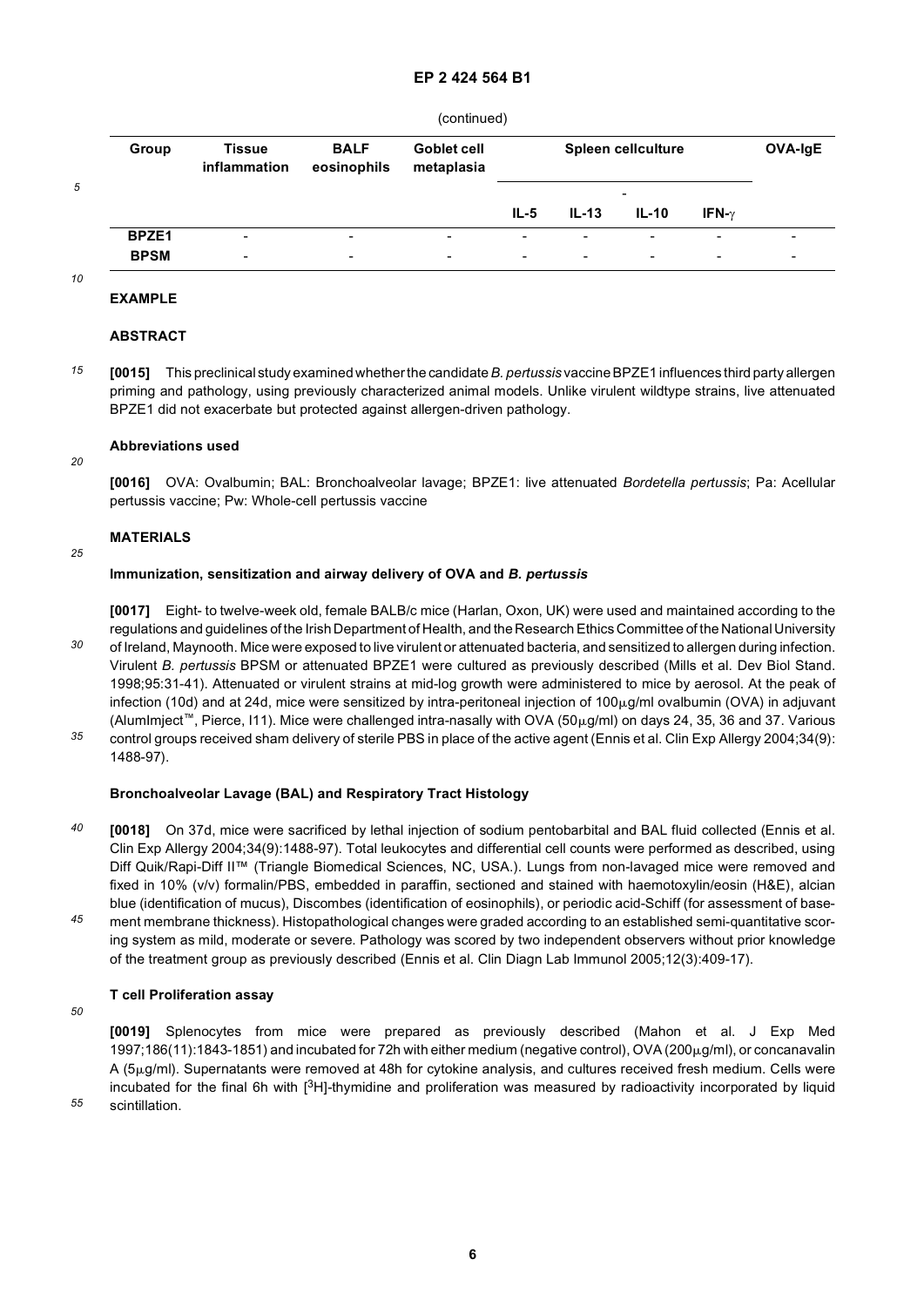(continued)

| Group | Tissue inflammation | BALF eosinophils | Goblet cell metaplasia | Spleen cellculture | | | | OVA-IgE |
|---|---|---|---|---|---|---|---|---|
| | | | | - | | | | |
| | | | | IL-5 | IL-13 | IL-10 | IFN-$\gamma$ | |
| BPZE1 | - | - | - | - | - | - | - | - |
| BPSM | - | - | - | - | - | - | - | - |

## EXAMPLE

### ABSTRACT

**[0015]** This preclinical study examined whether the candidate *B. pertussis* vaccine BPZE1 influences third party allergen priming and pathology, using previously characterized animal models. Unlike virulent wildtype strains, live attenuated BPZE1 did not exacerbate but protected against allergen-driven pathology.

### Abbreviations used

**[0016]** OVA: Ovalbumin; BAL: Bronchoalveolar lavage; BPZE1: live attenuated *Bordetella pertussis*; Pa: Acellular pertussis vaccine; Pw: Whole-cell pertussis vaccine

### MATERIALS

#### Immunization, sensitization and airway delivery of OVA and *B. pertussis*

**[0017]** Eight- to twelve-week old, female BALB/c mice (Harlan, Oxon, UK) were used and maintained according to the regulations and guidelines of the Irish Department of Health, and the Research Ethics Committee of the National University of Ireland, Maynooth. Mice were exposed to live virulent or attenuated bacteria, and sensitized to allergen during infection. Virulent *B. pertussis* BPSM or attenuated BPZE1 were cultured as previously described (Mills et al. Dev Biol Stand. 1998;95:31-41). Attenuated or virulent strains at mid-log growth were administered to mice by aerosol. At the peak of infection (10d) and at 24d, mice were sensitized by intra-peritoneal injection of 100μg/ml ovalbumin (OVA) in adjuvant (AlumImject™, Pierce, I11). Mice were challenged intra-nasally with OVA (50μg/ml) on days 24, 35, 36 and 37. Various control groups received sham delivery of sterile PBS in place of the active agent (Ennis et al. Clin Exp Allergy 2004;34(9): 1488-97).

#### Bronchoalveolar Lavage (BAL) and Respiratory Tract Histology

**[0018]** On 37d, mice were sacrificed by lethal injection of sodium pentobarbital and BAL fluid collected (Ennis et al. Clin Exp Allergy 2004;34(9):1488-97). Total leukocytes and differential cell counts were performed as described, using Diff Quik/Rapi-Diff II™ (Triangle Biomedical Sciences, NC, USA.). Lungs from non-lavaged mice were removed and fixed in 10% (v/v) formalin/PBS, embedded in paraffin, sectioned and stained with haemotoxylin/eosin (H&E), alcian blue (identification of mucus), Discombes (identification of eosinophils), or periodic acid-Schiff (for assessment of basement membrane thickness). Histopathological changes were graded according to an established semi-quantitative scoring system as mild, moderate or severe. Pathology was scored by two independent observers without prior knowledge of the treatment group as previously described (Ennis et al. Clin Diagn Lab Immunol 2005;12(3):409-17).

#### T cell Proliferation assay

**[0019]** Splenocytes from mice were prepared as previously described (Mahon et al. J Exp Med 1997;186(11):1843-1851) and incubated for 72h with either medium (negative control), OVA (200μg/ml), or concanavalin A (5μg/ml). Supernatants were removed at 48h for cytokine analysis, and cultures received fresh medium. Cells were incubated for the final 6h with [$^3$H]-thymidine and proliferation was measured by radioactivity incorporated by liquid scintillation.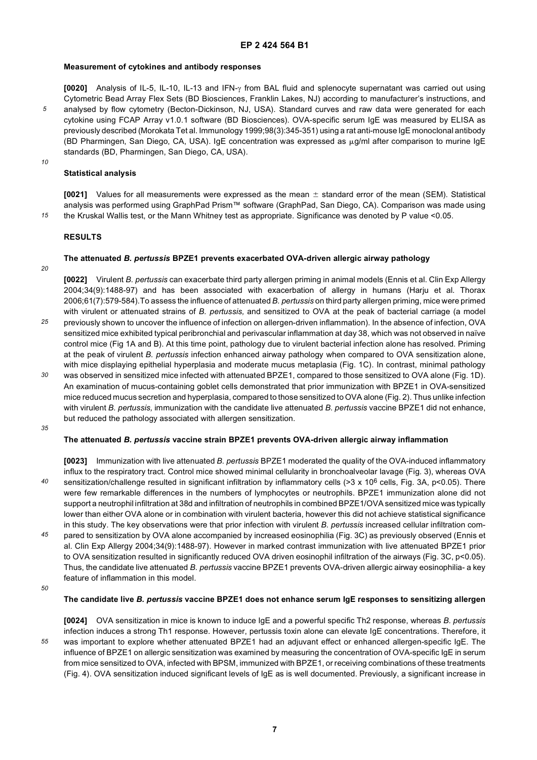### Measurement of cytokines and antibody responses

**[0020]** Analysis of IL-5, IL-10, IL-13 and IFN-γ from BAL fluid and splenocyte supernatant was carried out using Cytometric Bead Array Flex Sets (BD Biosciences, Franklin Lakes, NJ) according to manufacturer's instructions, and analysed by flow cytometry (Becton-Dickinson, NJ, USA). Standard curves and raw data were generated for each cytokine using FCAP Array v1.0.1 software (BD Biosciences). OVA-specific serum IgE was measured by ELISA as previously described (Morokata Tet al. Immunology 1999;98(3):345-351) using a rat anti-mouse IgE monoclonal antibody (BD Pharmingen, San Diego, CA, USA). IgE concentration was expressed as μg/ml after comparison to murine IgE standards (BD, Pharmingen, San Diego, CA, USA).

### Statistical analysis

**[0021]** Values for all measurements were expressed as the mean ± standard error of the mean (SEM). Statistical analysis was performed using GraphPad Prism™ software (GraphPad, San Diego, CA). Comparison was made using the Kruskal Wallis test, or the Mann Whitney test as appropriate. Significance was denoted by P value <0.05.

## RESULTS

### The attenuated *B. pertussis* BPZE1 prevents exacerbated OVA-driven allergic airway pathology

**[0022]** Virulent *B. pertussis* can exacerbate third party allergen priming in animal models (Ennis et al. Clin Exp Allergy 2004;34(9):1488-97) and has been associated with exacerbation of allergy in humans (Harju et al. Thorax 2006;61(7):579-584).To assess the influence of attenuated *B. pertussis* on third party allergen priming, mice were primed with virulent or attenuated strains of *B. pertussis,* and sensitized to OVA at the peak of bacterial carriage (a model previously shown to uncover the influence of infection on allergen-driven inflammation). In the absence of infection, OVA sensitized mice exhibited typical peribronchial and perivascular inflammation at day 38, which was not observed in naïve control mice (Fig 1A and B). At this time point, pathology due to virulent bacterial infection alone has resolved. Priming at the peak of virulent *B. pertussis* infection enhanced airway pathology when compared to OVA sensitization alone, with mice displaying epithelial hyperplasia and moderate mucus metaplasia (Fig. 1C). In contrast, minimal pathology was observed in sensitized mice infected with attenuated BPZE1, compared to those sensitized to OVA alone (Fig. 1D). An examination of mucus-containing goblet cells demonstrated that prior immunization with BPZE1 in OVA-sensitized mice reduced mucus secretion and hyperplasia, compared to those sensitized to OVA alone (Fig. 2). Thus unlike infection with virulent *B. pertussis,* immunization with the candidate live attenuated *B. pertussis* vaccine BPZE1 did not enhance, but reduced the pathology associated with allergen sensitization.

### The attenuated *B. pertussis* vaccine strain BPZE1 prevents OVA-driven allergic airway inflammation

**[0023]** Immunization with live attenuated *B. pertussis* BPZE1 moderated the quality of the OVA-induced inflammatory influx to the respiratory tract. Control mice showed minimal cellularity in bronchoalveolar lavage (Fig. 3), whereas OVA sensitization/challenge resulted in significant infiltration by inflammatory cells (>3 x $10^6$ cells, Fig. 3A, $p<0.05$). There were few remarkable differences in the numbers of lymphocytes or neutrophils. BPZE1 immunization alone did not support a neutrophil infiltration at 38d and infiltration of neutrophils in combined BPZE1/OVA sensitized mice was typically lower than either OVA alone or in combination with virulent bacteria, however this did not achieve statistical significance in this study. The key observations were that prior infection with virulent *B. pertussis* increased cellular infiltration compared to sensitization by OVA alone accompanied by increased eosinophilia (Fig. 3C) as previously observed (Ennis et al. Clin Exp Allergy 2004;34(9):1488-97). However in marked contrast immunization with live attenuated BPZE1 prior to OVA sensitization resulted in significantly reduced OVA driven eosinophil infiltration of the airways (Fig. 3C, $p<0.05$). Thus, the candidate live attenuated *B. pertussis* vaccine BPZE1 prevents OVA-driven allergic airway eosinophilia- a key feature of inflammation in this model.

### The candidate live *B. pertussis* vaccine BPZE1 does not enhance serum IgE responses to sensitizing allergen

**[0024]** OVA sensitization in mice is known to induce IgE and a powerful specific Th2 response, whereas *B. pertussis* infection induces a strong Th1 response. However, pertussis toxin alone can elevate IgE concentrations. Therefore, it was important to explore whether attenuated BPZE1 had an adjuvant effect or enhanced allergen-specific IgE. The influence of BPZE1 on allergic sensitization was examined by measuring the concentration of OVA-specific IgE in serum from mice sensitized to OVA, infected with BPSM, immunized with BPZE1, or receiving combinations of these treatments (Fig. 4). OVA sensitization induced significant levels of IgE as is well documented. Previously, a significant increase in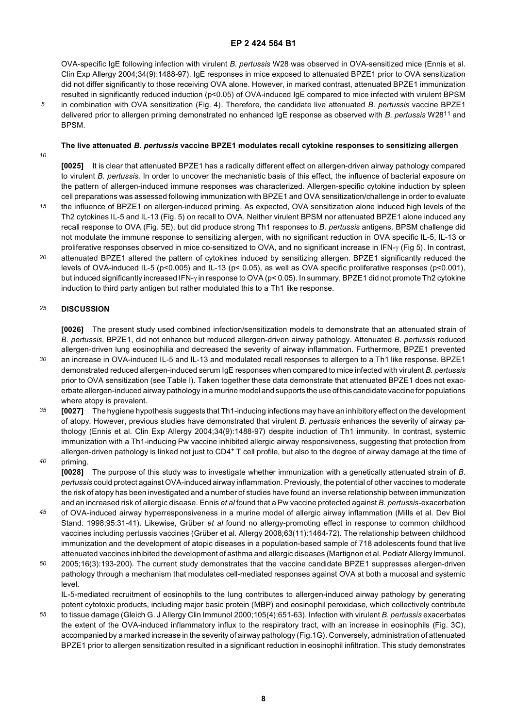OVA-specific IgE following infection with virulent *B. pertussis* W28 was observed in OVA-sensitized mice (Ennis et al. Clin Exp Allergy 2004;34(9):1488-97). IgE responses in mice exposed to attenuated BPZE1 prior to OVA sensitization did not differ significantly to those receiving OVA alone. However, in marked contrast, attenuated BPZE1 immunization resulted in significantly reduced induction ($p<0.05$) of OVA-induced IgE compared to mice infected with virulent BPSM in combination with OVA sensitization (Fig. 4). Therefore, the candidate live attenuated *B. pertussis* vaccine BPZE1 delivered prior to allergen priming demonstrated no enhanced IgE response as observed with *B. pertussis* W28[11] and BPSM.

**The live attenuated *B. pertussis* vaccine BPZE1 modulates recall cytokine responses to sensitizing allergen**

**[0025]** It is clear that attenuated BPZE1 has a radically different effect on allergen-driven airway pathology compared to virulent *B. pertussis*. In order to uncover the mechanistic basis of this effect, the influence of bacterial exposure on the pattern of allergen-induced immune responses was characterized. Allergen-specific cytokine induction by spleen cell preparations was assessed following immunization with BPZE1 and OVA sensitization/challenge in order to evaluate the influence of BPZE1 on allergen-induced priming. As expected, OVA sensitization alone induced high levels of the Th2 cytokines IL-5 and IL-13 (Fig. 5) on recall to OVA. Neither virulent BPSM nor attenuated BPZE1 alone induced any recall response to OVA (Fig. 5E), but did produce strong Th1 responses to *B. pertussis* antigens. BPSM challenge did not modulate the immune response to sensitizing allergen, with no significant reduction in OVA specific IL-5, IL-13 or proliferative responses observed in mice co-sensitized to OVA, and no significant increase in IFN-$\gamma$ (Fig 5). In contrast, attenuated BPZE1 altered the pattern of cytokines induced by sensitizing allergen. BPZE1 significantly reduced the levels of OVA-induced IL-5 ($p<0.005$) and IL-13 ($p< 0.05$), as well as OVA specific proliferative responses ($p<0.001$), but induced significantly increased IFN-$\gamma$ in response to OVA ($p< 0.05$). In summary, BPZE1 did not promote Th2 cytokine induction to third party antigen but rather modulated this to a Th1 like response.

## DISCUSSION

**[0026]** The present study used combined infection/sensitization models to demonstrate that an attenuated strain of *B. pertussis*, BPZE1, did not enhance but reduced allergen-driven airway pathology. Attenuated *B. pertussis* reduced allergen-driven lung eosinophilia and decreased the severity of airway inflammation. Furthermore, BPZE1 prevented an increase in OVA-induced IL-5 and IL-13 and modulated recall responses to allergen to a Th1 like response. BPZE1 demonstrated reduced allergen-induced serum IgE responses when compared to mice infected with virulent *B. pertussis* prior to OVA sensitization (see Table I). Taken together these data demonstrate that attenuated BPZE1 does not exacerbate allergen-induced airway pathology in a murine model and supports the use of this candidate vaccine for populations where atopy is prevalent.

**[0027]** The hygiene hypothesis suggests that Th1-inducing infections may have an inhibitory effect on the development of atopy. However, previous studies have demonstrated that virulent *B. pertussis* enhances the severity of airway pathology (Ennis et al. Clin Exp Allergy 2004;34(9):1488-97) despite induction of Th1 immunity. In contrast, systemic immunization with a Th1-inducing Pw vaccine inhibited allergic airway responsiveness, suggesting that protection from allergen-driven pathology is linked not just to CD4$^+$ T cell profile, but also to the degree of airway damage at the time of priming.

**[0028]** The purpose of this study was to investigate whether immunization with a genetically attenuated strain of *B. pertussis* could protect against OVA-induced airway inflammation. Previously, the potential of other vaccines to moderate the risk of atopy has been investigated and a number of studies have found an inverse relationship between immunization and an increased risk of allergic disease. Ennis *et al* found that a Pw vaccine protected against *B. pertussis*-exacerbation of OVA-induced airway hyperresponsiveness in a murine model of allergic airway inflammation (Mills et al. Dev Biol Stand. 1998;95:31-41). Likewise, Grüber *et al* found no allergy-promoting effect in response to common childhood vaccines including pertussis vaccines (Grüber et al. Allergy 2008;63(11):1464-72). The relationship between childhood immunization and the development of atopic diseases in a population-based sample of 718 adolescents found that live attenuated vaccines inhibited the development of asthma and allergic diseases (Martignon et al. Pediatr Allergy Immunol. 2005;16(3):193-200). The current study demonstrates that the vaccine candidate BPZE1 suppresses allergen-driven pathology through a mechanism that modulates cell-mediated responses against OVA at both a mucosal and systemic level.

IL-5-mediated recruitment of eosinophils to the lung contributes to allergen-induced airway pathology by generating potent cytotoxic products, including major basic protein (MBP) and eosinophil peroxidase, which collectively contribute to tissue damage (Gleich G. J Allergy Clin Immunol 2000;105(4):651-63). Infection with virulent *B. pertussis* exacerbates the extent of the OVA-induced inflammatory influx to the respiratory tract, with an increase in eosinophils (Fig. 3C), accompanied by a marked increase in the severity of airway pathology (Fig.1G). Conversely, administration of attenuated BPZE1 prior to allergen sensitization resulted in a significant reduction in eosinophil infiltration. This study demonstrates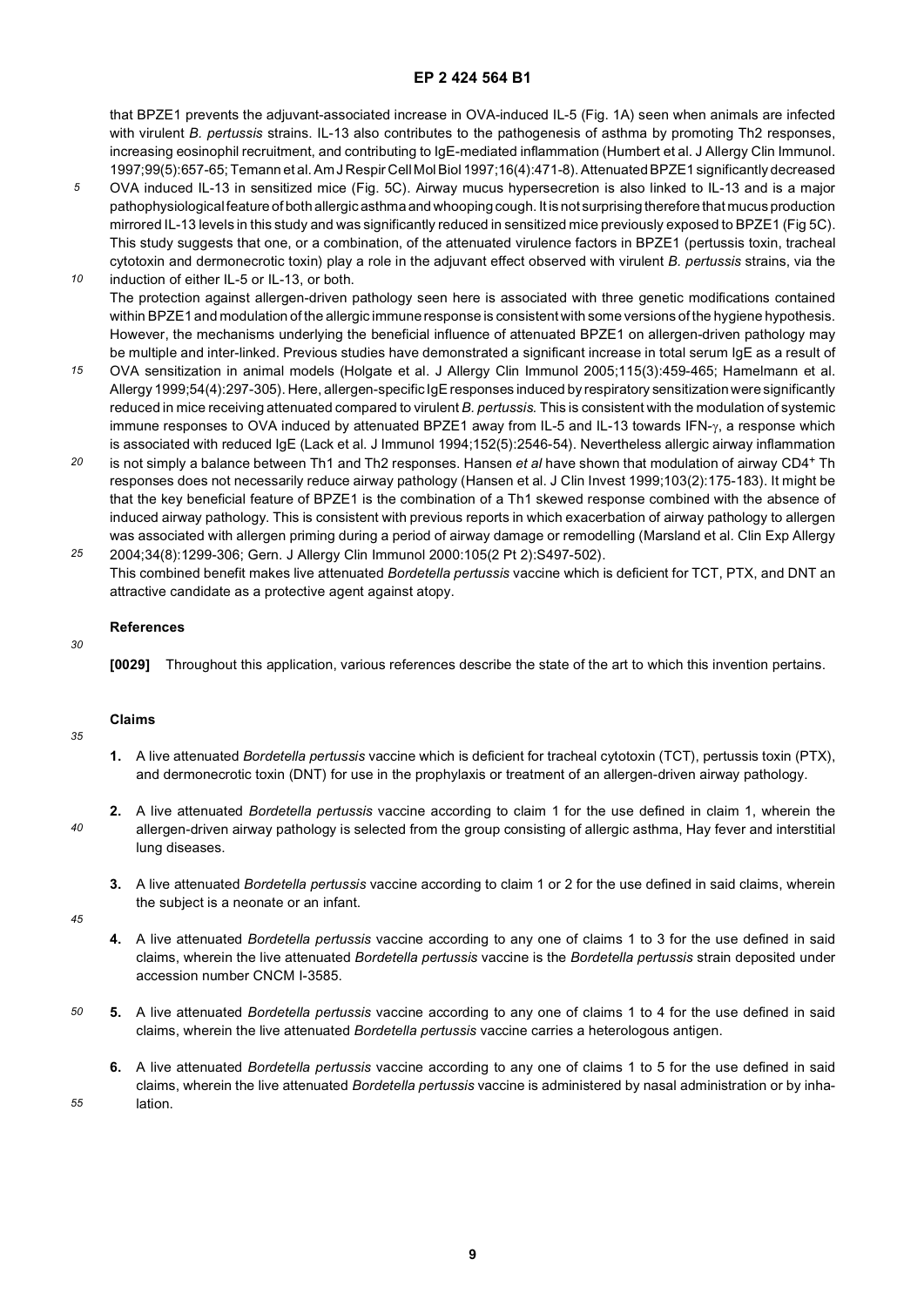that BPZE1 prevents the adjuvant-associated increase in OVA-induced IL-5 (Fig. 1A) seen when animals are infected with virulent *B. pertussis* strains. IL-13 also contributes to the pathogenesis of asthma by promoting Th2 responses, increasing eosinophil recruitment, and contributing to IgE-mediated inflammation (Humbert et al. J Allergy Clin Immunol. 1997;99(5):657-65; Temann et al. Am J Respir Cell Mol Biol 1997;16(4):471-8). Attenuated BPZE1 significantly decreased OVA induced IL-13 in sensitized mice (Fig. 5C). Airway mucus hypersecretion is also linked to IL-13 and is a major pathophysiological feature of both allergic asthma and whooping cough. It is not surprising therefore that mucus production mirrored IL-13 levels in this study and was significantly reduced in sensitized mice previously exposed to BPZE1 (Fig 5C). This study suggests that one, or a combination, of the attenuated virulence factors in BPZE1 (pertussis toxin, tracheal cytotoxin and dermonecrotic toxin) play a role in the adjuvant effect observed with virulent *B. pertussis* strains, via the induction of either IL-5 or IL-13, or both.

The protection against allergen-driven pathology seen here is associated with three genetic modifications contained within BPZE1 and modulation of the allergic immune response is consistent with some versions of the hygiene hypothesis. However, the mechanisms underlying the beneficial influence of attenuated BPZE1 on allergen-driven pathology may be multiple and inter-linked. Previous studies have demonstrated a significant increase in total serum IgE as a result of OVA sensitization in animal models (Holgate et al. J Allergy Clin Immunol 2005;115(3):459-465; Hamelmann et al. Allergy 1999;54(4):297-305). Here, allergen-specific IgE responses induced by respiratory sensitization were significantly reduced in mice receiving attenuated compared to virulent *B. pertussis.* This is consistent with the modulation of systemic immune responses to OVA induced by attenuated BPZE1 away from IL-5 and IL-13 towards IFN-$\gamma$, a response which is associated with reduced IgE (Lack et al. J Immunol 1994;152(5):2546-54). Nevertheless allergic airway inflammation is not simply a balance between Th1 and Th2 responses. Hansen *et al* have shown that modulation of airway CD4$^+$ Th responses does not necessarily reduce airway pathology (Hansen et al. J Clin Invest 1999;103(2):175-183). It might be that the key beneficial feature of BPZE1 is the combination of a Th1 skewed response combined with the absence of induced airway pathology. This is consistent with previous reports in which exacerbation of airway pathology to allergen was associated with allergen priming during a period of airway damage or remodelling (Marsland et al. Clin Exp Allergy 2004;34(8):1299-306; Gern. J Allergy Clin Immunol 2000:105(2 Pt 2):S497-502).

This combined benefit makes live attenuated *Bordetella pertussis* vaccine which is deficient for TCT, PTX, and DNT an attractive candidate as a protective agent against atopy.

## References

**[0029]** Throughout this application, various references describe the state of the art to which this invention pertains.

## Claims

1. A live attenuated *Bordetella pertussis* vaccine which is deficient for tracheal cytotoxin (TCT), pertussis toxin (PTX), and dermonecrotic toxin (DNT) for use in the prophylaxis or treatment of an allergen-driven airway pathology.

2. A live attenuated *Bordetella pertussis* vaccine according to claim 1 for the use defined in claim 1, wherein the allergen-driven airway pathology is selected from the group consisting of allergic asthma, Hay fever and interstitial lung diseases.

3. A live attenuated *Bordetella pertussis* vaccine according to claim 1 or 2 for the use defined in said claims, wherein the subject is a neonate or an infant.

4. A live attenuated *Bordetella pertussis* vaccine according to any one of claims 1 to 3 for the use defined in said claims, wherein the live attenuated *Bordetella pertussis* vaccine is the *Bordetella pertussis* strain deposited under accession number CNCM I-3585.

5. A live attenuated *Bordetella pertussis* vaccine according to any one of claims 1 to 4 for the use defined in said claims, wherein the live attenuated *Bordetella pertussis* vaccine carries a heterologous antigen.

6. A live attenuated *Bordetella pertussis* vaccine according to any one of claims 1 to 5 for the use defined in said claims, wherein the live attenuated *Bordetella pertussis* vaccine is administered by nasal administration or by inhalation.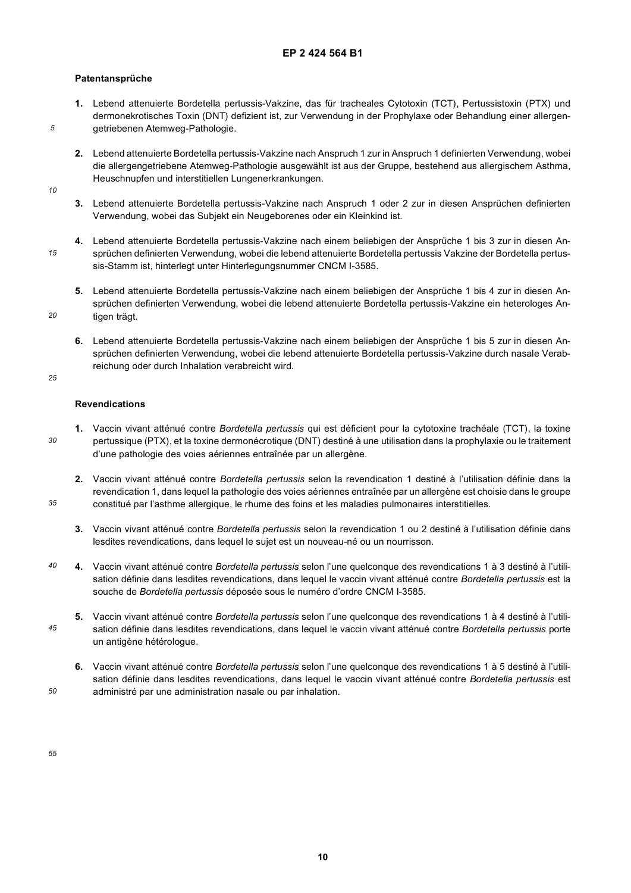## Patentansprüche

1. Lebend attenuierte Bordetella pertussis-Vakzine, das für tracheales Cytotoxin (TCT), Pertussistoxin (PTX) und dermonekrotisches Toxin (DNT) defizient ist, zur Verwendung in der Prophylaxe oder Behandlung einer allergengetriebenen Atemweg-Pathologie.

2. Lebend attenuierte Bordetella pertussis-Vakzine nach Anspruch 1 zur in Anspruch 1 definierten Verwendung, wobei die allergengetriebene Atemweg-Pathologie ausgewählt ist aus der Gruppe, bestehend aus allergischem Asthma, Heuschnupfen und interstitiellen Lungenerkrankungen.

3. Lebend attenuierte Bordetella pertussis-Vakzine nach Anspruch 1 oder 2 zur in diesen Ansprüchen definierten Verwendung, wobei das Subjekt ein Neugeborenes oder ein Kleinkind ist.

4. Lebend attenuierte Bordetella pertussis-Vakzine nach einem beliebigen der Ansprüche 1 bis 3 zur in diesen Ansprüchen definierten Verwendung, wobei die lebend attenuierte Bordetella pertussis Vakzine der Bordetella pertussis-Stamm ist, hinterlegt unter Hinterlegungsnummer CNCM I-3585.

5. Lebend attenuierte Bordetella pertussis-Vakzine nach einem beliebigen der Ansprüche 1 bis 4 zur in diesen Ansprüchen definierten Verwendung, wobei die lebend attenuierte Bordetella pertussis-Vakzine ein heterologes Antigen trägt.

6. Lebend attenuierte Bordetella pertussis-Vakzine nach einem beliebigen der Ansprüche 1 bis 5 zur in diesen Ansprüchen definierten Verwendung, wobei die lebend attenuierte Bordetella pertussis-Vakzine durch nasale Verabreichung oder durch Inhalation verabreicht wird.

## Revendications

1. Vaccin vivant atténué contre *Bordetella pertussis* qui est déficient pour la cytotoxine trachéale (TCT), la toxine pertussique (PTX), et la toxine dermonécrotique (DNT) destiné à une utilisation dans la prophylaxie ou le traitement d'une pathologie des voies aériennes entraînée par un allergène.

2. Vaccin vivant atténué contre *Bordetella pertussis* selon la revendication 1 destiné à l'utilisation définie dans la revendication 1, dans lequel la pathologie des voies aériennes entraînée par un allergène est choisie dans le groupe constitué par l'asthme allergique, le rhume des foins et les maladies pulmonaires interstitielles.

3. Vaccin vivant atténué contre *Bordetella pertussis* selon la revendication 1 ou 2 destiné à l'utilisation définie dans lesdites revendications, dans lequel le sujet est un nouveau-né ou un nourrisson.

4. Vaccin vivant atténué contre *Bordetella pertussis* selon l'une quelconque des revendications 1 à 3 destiné à l'utilisation définie dans lesdites revendications, dans lequel le vaccin vivant atténué contre *Bordetella pertussis* est la souche de *Bordetella pertussis* déposée sous le numéro d'ordre CNCM I-3585.

5. Vaccin vivant atténué contre *Bordetella pertussis* selon l'une quelconque des revendications 1 à 4 destiné à l'utilisation définie dans lesdites revendications, dans lequel le vaccin vivant atténué contre *Bordetella pertussis* porte un antigène hétérologue.

6. Vaccin vivant atténué contre *Bordetella pertussis* selon l'une quelconque des revendications 1 à 5 destiné à l'utilisation définie dans lesdites revendications, dans lequel le vaccin vivant atténué contre *Bordetella pertussis* est administré par une administration nasale ou par inhalation.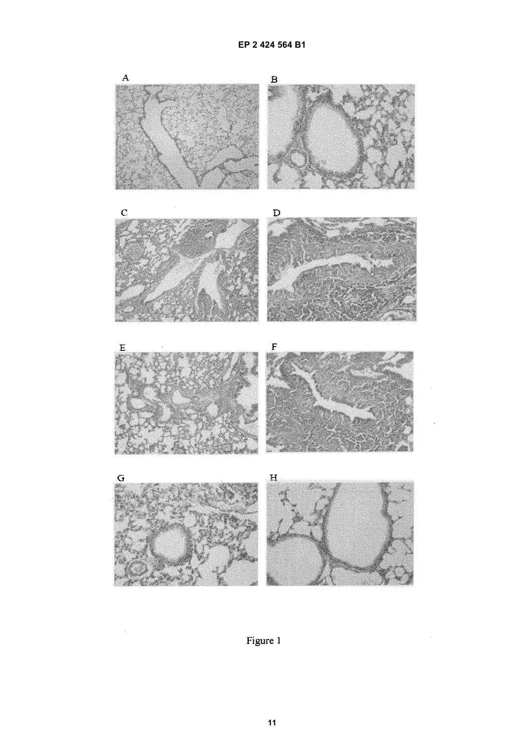A

B

C

D

E

F

G

H

Figure 1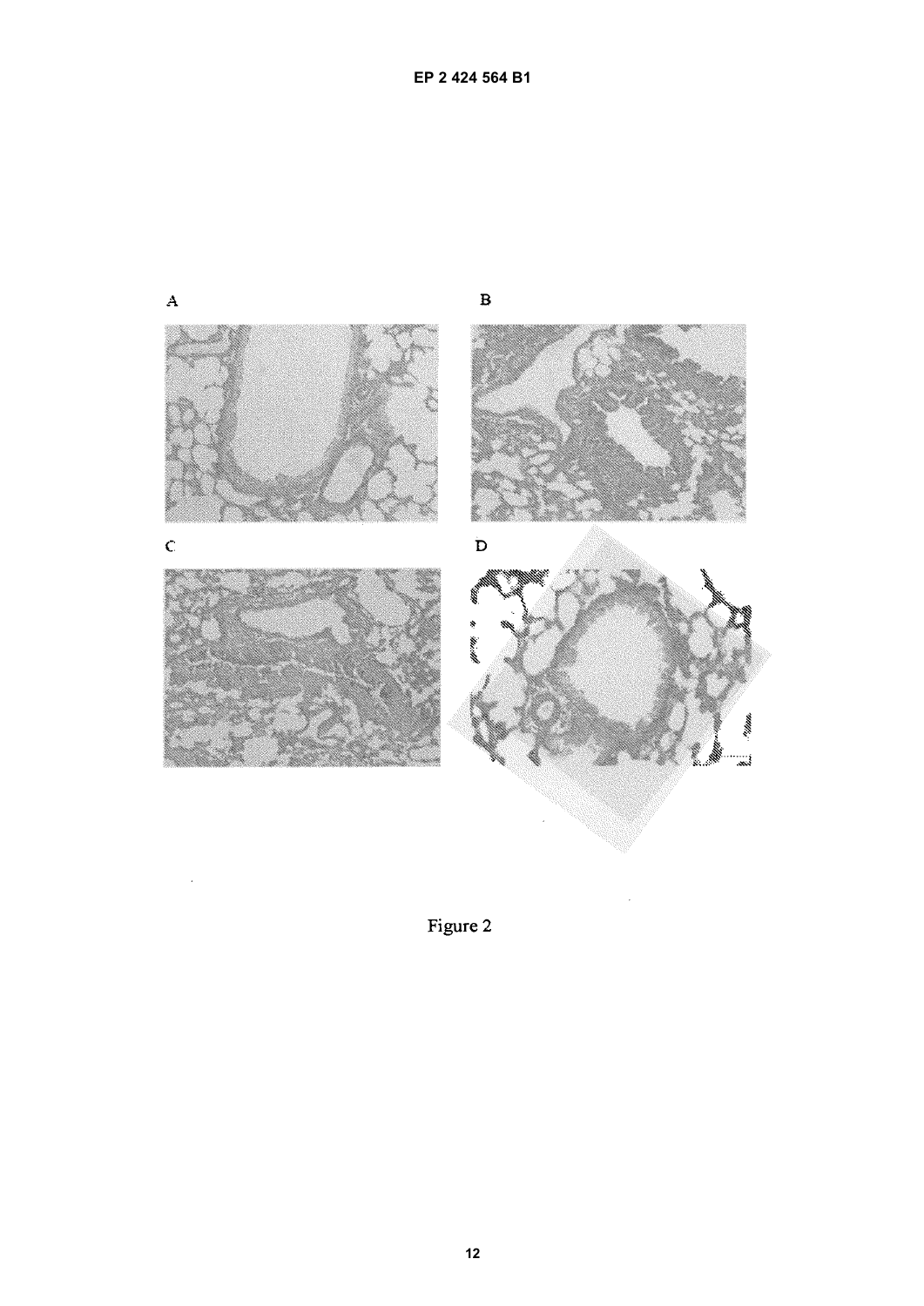A

B

C

D

Figure 2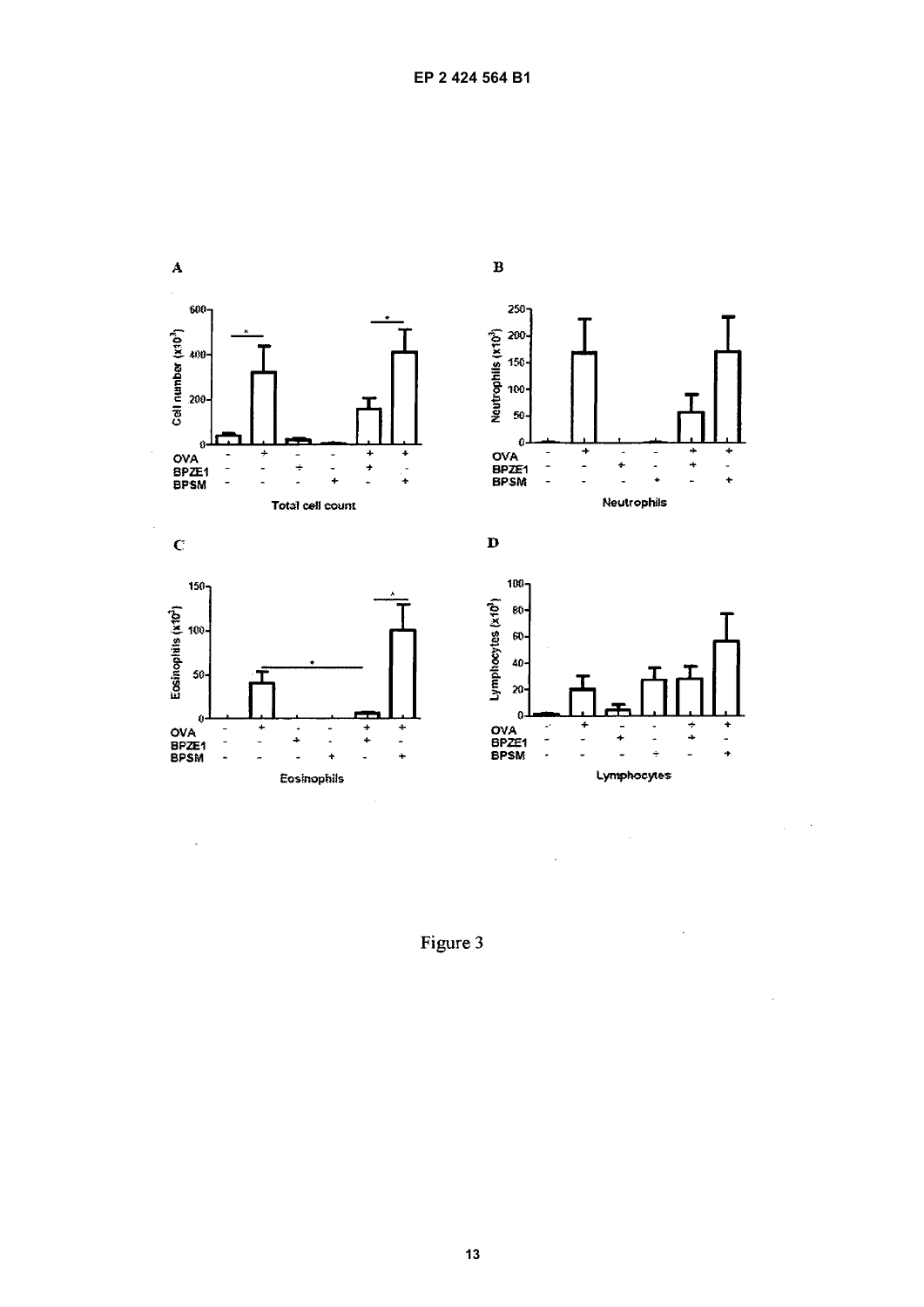**A**

Cell number ($x10^3$)

| OVA | - | + | - | - | + | + |
|---|---|---|---|---|---|---|
| BPZE1 | - | - | + | - | + | - |
| BPSM | - | - | - | + | - | + |

Total cell count

**B**

Neutrophils ($x10^3$)

| OVA | - | + | - | - | + | + |
|---|---|---|---|---|---|---|
| BPZE1 | - | - | + | - | + | - |
| BPSM | - | - | - | + | - | + |

Neutrophils

**C**

Eosinophils ($x10^3$)

| OVA | - | + | - | - | + | + |
|---|---|---|---|---|---|---|
| BPZE1 | - | - | + | - | + | - |
| BPSM | - | - | - | + | - | + |

Eosinophils

**D**

Lymphocytes ($x10^3$)

| OVA | - | + | - | - | + | + |
|---|---|---|---|---|---|---|
| BPZE1 | - | - | + | - | + | - |
| BPSM | - | - | - | + | - | + |

Lymphocytes

Figure 3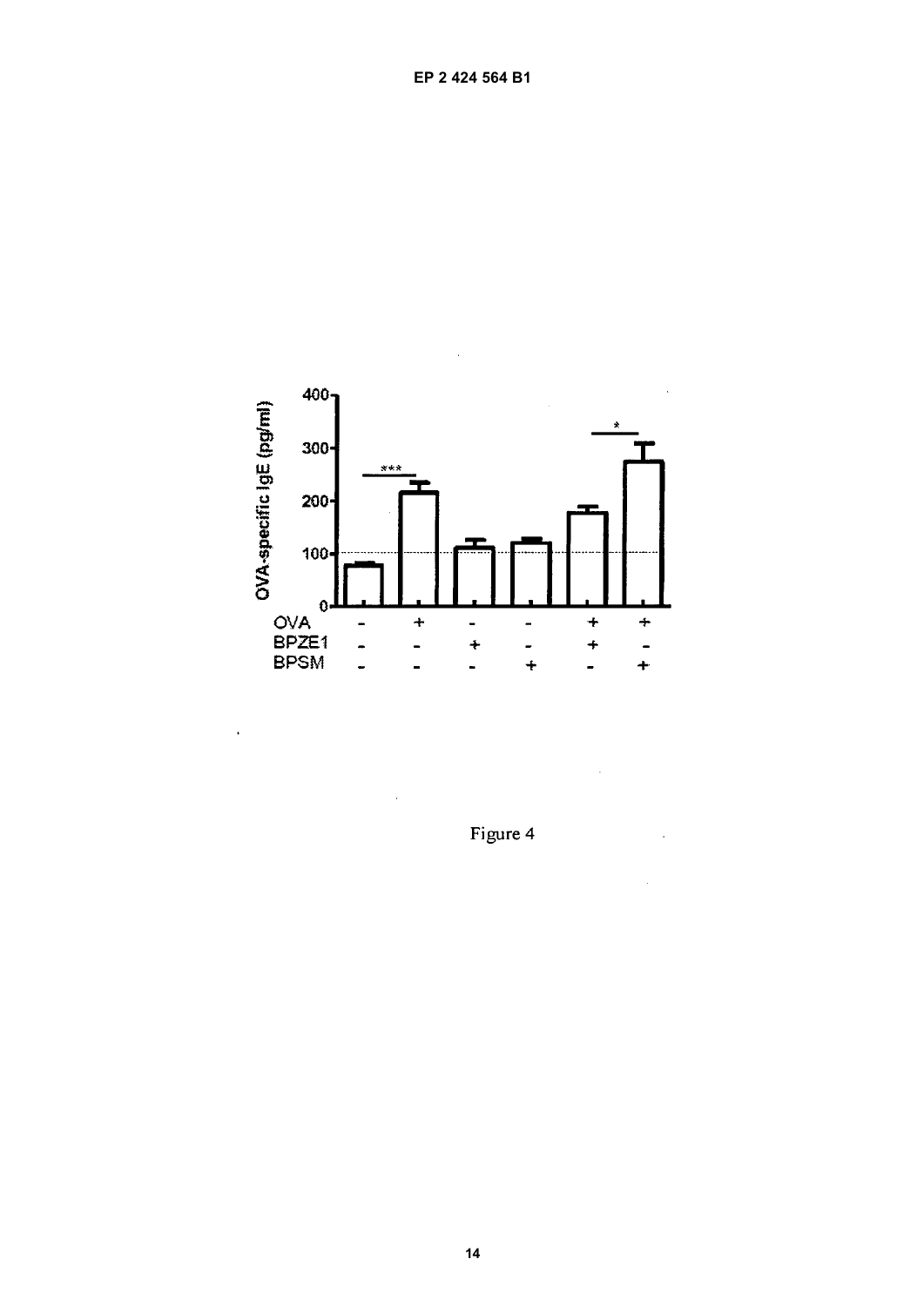Figure 4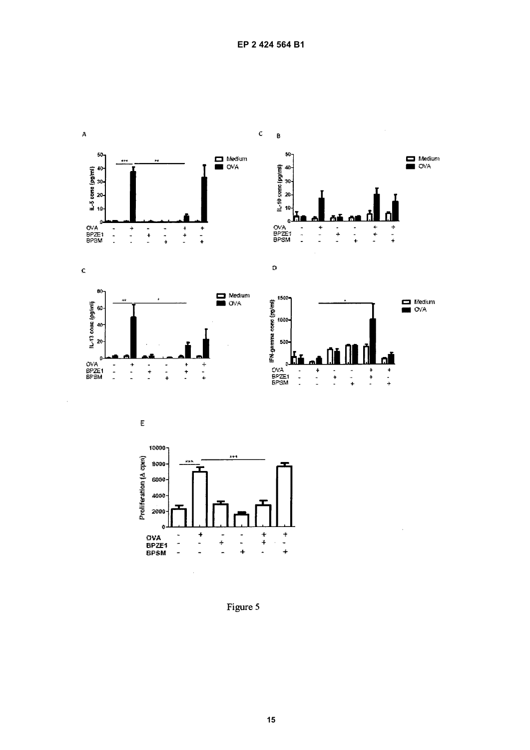A

C B

C

D

E

Figure 5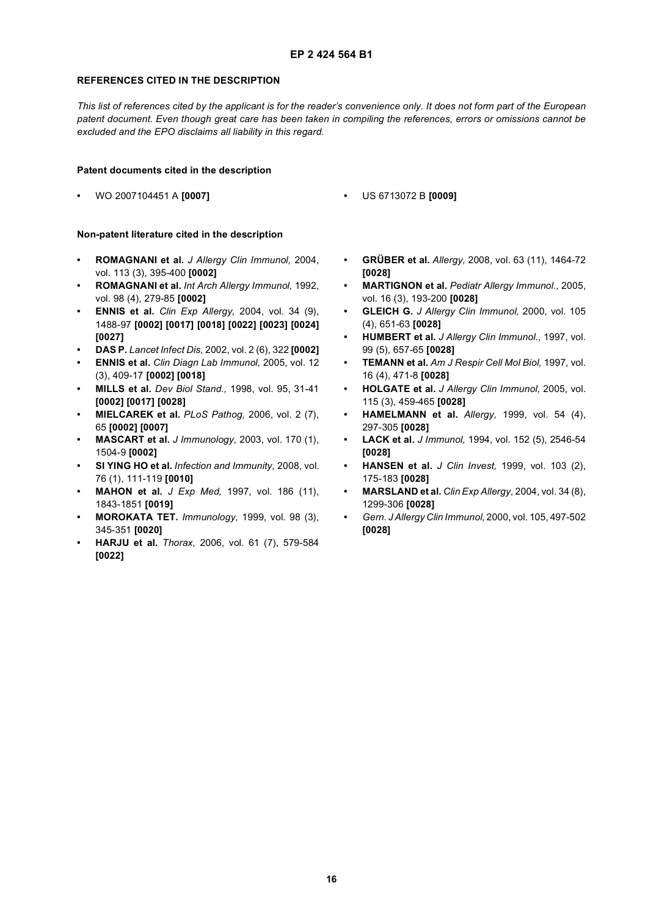## REFERENCES CITED IN THE DESCRIPTION

*This list of references cited by the applicant is for the reader's convenience only. It does not form part of the European patent document. Even though great care has been taken in compiling the references, errors or omissions cannot be excluded and the EPO disclaims all liability in this regard.*

### Patent documents cited in the description

- WO 2007104451 A **[0007]**
- US 6713072 B **[0009]**

### Non-patent literature cited in the description

- **ROMAGNANI et al.** *J Allergy Clin Immunol,* 2004, vol. 113 (3), 395-400 **[0002]**
- **ROMAGNANI et al.** *Int Arch Allergy Immunol,* 1992, vol. 98 (4), 279-85 **[0002]**
- **ENNIS et al.** *Clin Exp Allergy,* 2004, vol. 34 (9), 1488-97 **[0002] [0017] [0018] [0022] [0023] [0024] [0027]**
- **DAS P.** *Lancet Infect Dis,* 2002, vol. 2 (6), 322 **[0002]**
- **ENNIS et al.** *Clin Diagn Lab Immunol,* 2005, vol. 12 (3), 409-17 **[0002] [0018]**
- **MILLS et al.** *Dev Biol Stand.,* 1998, vol. 95, 31-41 **[0002] [0017] [0028]**
- **MIELCAREK et al.** *PLoS Pathog,* 2006, vol. 2 (7), 65 **[0002] [0007]**
- **MASCART et al.** *J Immunology,* 2003, vol. 170 (1), 1504-9 **[0002]**
- **SI YING HO et al.** *Infection and Immunity,* 2008, vol. 76 (1), 111-119 **[0010]**
- **MAHON et al.** *J Exp Med,* 1997, vol. 186 (11), 1843-1851 **[0019]**
- **MOROKATA TET.** *Immunology,* 1999, vol. 98 (3), 345-351 **[0020]**
- **HARJU et al.** *Thorax,* 2006, vol. 61 (7), 579-584 **[0022]**
- **GRÜBER et al.** *Allergy,* 2008, vol. 63 (11), 1464-72 **[0028]**
- **MARTIGNON et al.** *Pediatr Allergy Immunol.,* 2005, vol. 16 (3), 193-200 **[0028]**
- **GLEICH G.** *J Allergy Clin Immunol,* 2000, vol. 105 (4), 651-63 **[0028]**
- **HUMBERT et al.** *J Allergy Clin Immunol.,* 1997, vol. 99 (5), 657-65 **[0028]**
- **TEMANN et al.** *Am J Respir Cell Mol Biol,* 1997, vol. 16 (4), 471-8 **[0028]**
- **HOLGATE et al.** *J Allergy Clin Immunol,* 2005, vol. 115 (3), 459-465 **[0028]**
- **HAMELMANN et al.** *Allergy,* 1999, vol. 54 (4), 297-305 **[0028]**
- **LACK et al.** *J Immunol,* 1994, vol. 152 (5), 2546-54 **[0028]**
- **HANSEN et al.** *J Clin Invest,* 1999, vol. 103 (2), 175-183 **[0028]**
- **MARSLAND et al.** *Clin Exp Allergy,* 2004, vol. 34 (8), 1299-306 **[0028]**
- *Gern. J Allergy Clin Immunol,* 2000, vol. 105, 497-502 **[0028]**